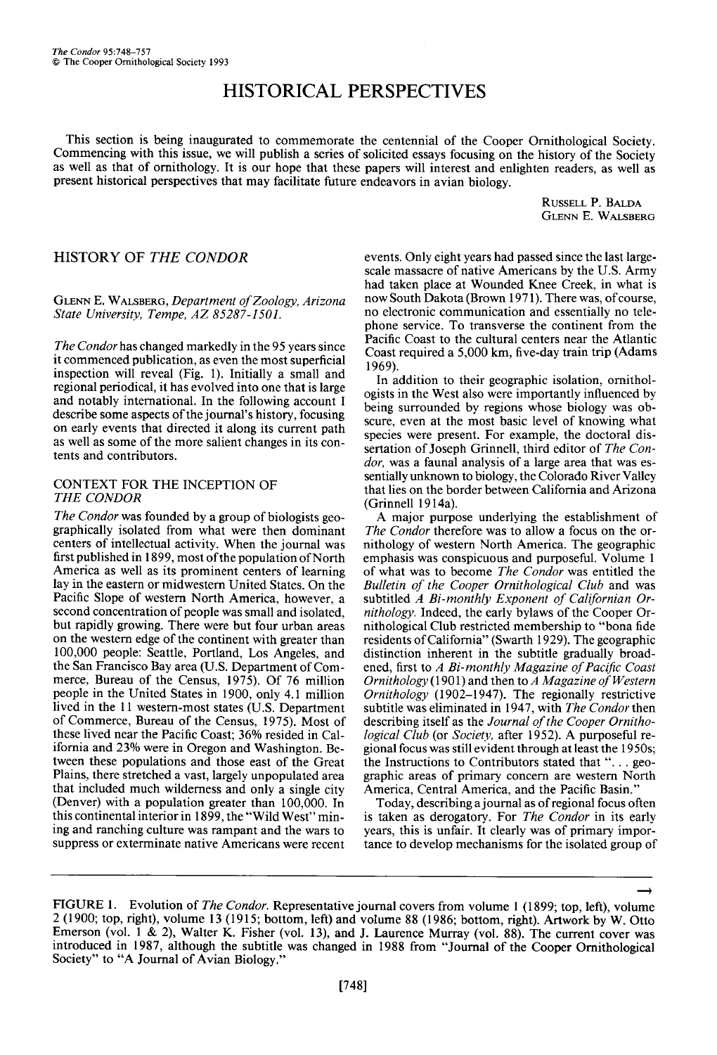# HISTORICAL PERSPECTIVES

This section is being inaugurated to commemorate the centennial of the Cooper Ornithological Society. Commencing with this issue, we will publish a series of solicited essays focusing on the history of the Society as well as that of ornithology. It is our hope that these papers will interest and enlighten readers, as well as present historical perspectives that may facilitate future endeavors in avian biology.

RUSSELL P. BALDA
GLENN E. WALSBERG

## HISTORY OF *THE CONDOR*

GLENN E. WALSBERG, *Department of Zoology, Arizona State University, Tempe, AZ 85287-1501.*

*The Condor* has changed markedly in the 95 years since it commenced publication, as even the most superficial inspection will reveal (Fig. 1). Initially a small and regional periodical, it has evolved into one that is large and notably international. In the following account I describe some aspects of the journal's history, focusing on early events that directed it along its current path as well as some of the more salient changes in its contents and contributors.

### CONTEXT FOR THE INCEPTION OF *THE CONDOR*

*The Condor* was founded by a group of biologists geographically isolated from what were then dominant centers of intellectual activity. When the journal was first published in 1899, most of the population of North America as well as its prominent centers of learning lay in the eastern or midwestern United States. On the Pacific Slope of western North America, however, a second concentration of people was small and isolated, but rapidly growing. There were but four urban areas on the western edge of the continent with greater than 100,000 people: Seattle, Portland, Los Angeles, and the San Francisco Bay area (U.S. Department of Commerce, Bureau of the Census, 1975). Of 76 million people in the United States in 1900, only 4.1 million lived in the 11 western-most states (U.S. Department of Commerce, Bureau of the Census, 1975). Most of these lived near the Pacific Coast; 36% resided in California and 23% were in Oregon and Washington. Between these populations and those east of the Great Plains, there stretched a vast, largely unpopulated area that included much wilderness and only a single city (Denver) with a population greater than 100,000. In this continental interior in 1899, the "Wild West" mining and ranching culture was rampant and the wars to suppress or exterminate native Americans were recent events. Only eight years had passed since the last large-scale massacre of native Americans by the U.S. Army had taken place at Wounded Knee Creek, in what is now South Dakota (Brown 1971). There was, of course, no electronic communication and essentially no telephone service. To transverse the continent from the Pacific Coast to the cultural centers near the Atlantic Coast required a 5,000 km, five-day train trip (Adams 1969).

In addition to their geographic isolation, ornithologists in the West also were importantly influenced by being surrounded by regions whose biology was obscure, even at the most basic level of knowing what species were present. For example, the doctoral dissertation of Joseph Grinnell, third editor of *The Condor,* was a faunal analysis of a large area that was essentially unknown to biology, the Colorado River Valley that lies on the border between California and Arizona (Grinnell 1914a).

A major purpose underlying the establishment of *The Condor* therefore was to allow a focus on the ornithology of western North America. The geographic emphasis was conspicuous and purposeful. Volume 1 of what was to become *The Condor* was entitled the *Bulletin of the Cooper Ornithological Club* and was subtitled *A Bi-monthly Exponent of Californian Ornithology.* Indeed, the early bylaws of the Cooper Ornithological Club restricted membership to "bona fide residents of California" (Swarth 1929). The geographic distinction inherent in the subtitle gradually broadened, first to *A Bi-monthly Magazine of Pacific Coast Ornithology* (1901) and then to *A Magazine of Western Ornithology* (1902–1947). The regionally restrictive subtitle was eliminated in 1947, with *The Condor* then describing itself as the *Journal of the Cooper Ornithological Club* (or *Society,* after 1952). A purposeful regional focus was still evident through at least the 1950s; the Instructions to Contributors stated that "... geographic areas of primary concern are western North America, Central America, and the Pacific Basin."

Today, describing a journal as of regional focus often is taken as derogatory. For *The Condor* in its early years, this is unfair. It clearly was of primary importance to develop mechanisms for the isolated group of

FIGURE 1. Evolution of *The Condor.* Representative journal covers from volume 1 (1899; top, left), volume 2 (1900; top, right), volume 13 (1915; bottom, left) and volume 88 (1986; bottom, right). Artwork by W. Otto Emerson (vol. 1 & 2), Walter K. Fisher (vol. 13), and J. Laurence Murray (vol. 88). The current cover was introduced in 1987, although the subtitle was changed in 1988 from "Journal of the Cooper Ornithological Society" to "A Journal of Avian Biology."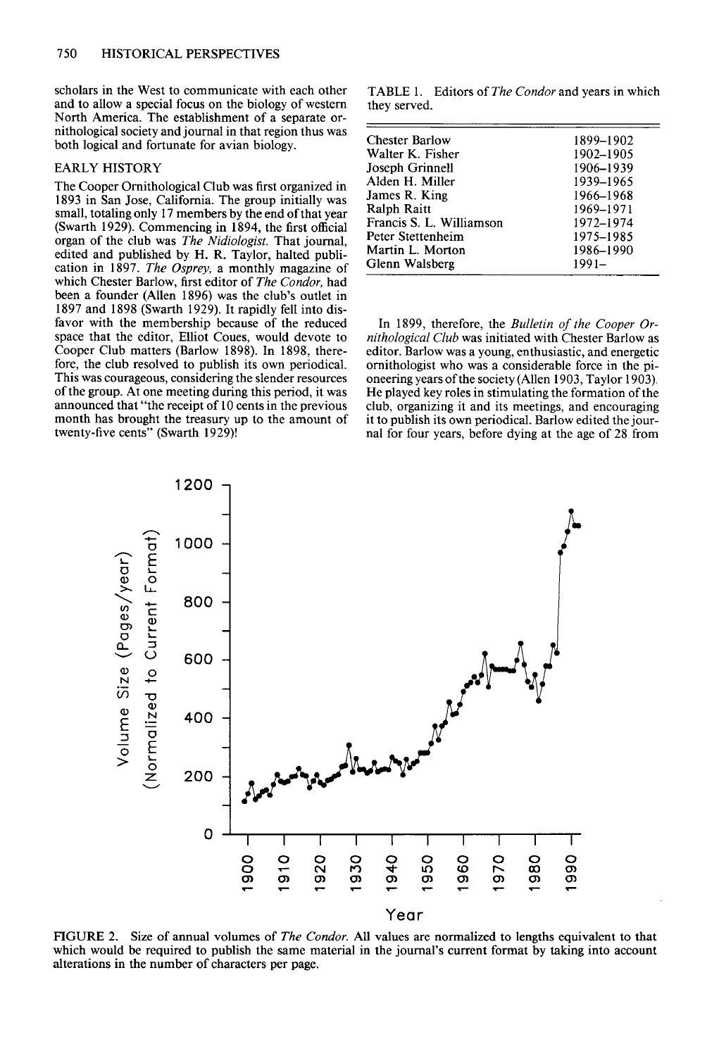scholars in the West to communicate with each other and to allow a special focus on the biology of western North America. The establishment of a separate ornithological society and journal in that region thus was both logical and fortunate for avian biology.

## EARLY HISTORY

The Cooper Ornithological Club was first organized in 1893 in San Jose, California. The group initially was small, totaling only 17 members by the end of that year (Swarth 1929). Commencing in 1894, the first official organ of the club was *The Nidiologist.* That journal, edited and published by H. R. Taylor, halted publication in 1897. *The Osprey,* a monthly magazine of which Chester Barlow, first editor of *The Condor,* had been a founder (Allen 1896) was the club's outlet in 1897 and 1898 (Swarth 1929). It rapidly fell into disfavor with the membership because of the reduced space that the editor, Elliot Coues, would devote to Cooper Club matters (Barlow 1898). In 1898, therefore, the club resolved to publish its own periodical. This was courageous, considering the slender resources of the group. At one meeting during this period, it was announced that "the receipt of 10 cents in the previous month has brought the treasury up to the amount of twenty-five cents" (Swarth 1929)!

TABLE 1. Editors of *The Condor* and years in which they served.

| Editor | Years |
|---|---|
| Chester Barlow | 1899–1902 |
| Walter K. Fisher | 1902–1905 |
| Joseph Grinnell | 1906–1939 |
| Alden H. Miller | 1939–1965 |
| James R. King | 1966–1968 |
| Ralph Raitt | 1969–1971 |
| Francis S. L. Williamson | 1972–1974 |
| Peter Stettenheim | 1975–1985 |
| Martin L. Morton | 1986–1990 |
| Glenn Walsberg | 1991– |

In 1899, therefore, the *Bulletin of the Cooper Ornithological Club* was initiated with Chester Barlow as editor. Barlow was a young, enthusiastic, and energetic ornithologist who was a considerable force in the pioneering years of the society (Allen 1903, Taylor 1903). He played key roles in stimulating the formation of the club, organizing it and its meetings, and encouraging it to publish its own periodical. Barlow edited the journal for four years, before dying at the age of 28 from

FIGURE 2. Size of annual volumes of *The Condor.* All values are normalized to lengths equivalent to that which would be required to publish the same material in the journal's current format by taking into account alterations in the number of characters per page.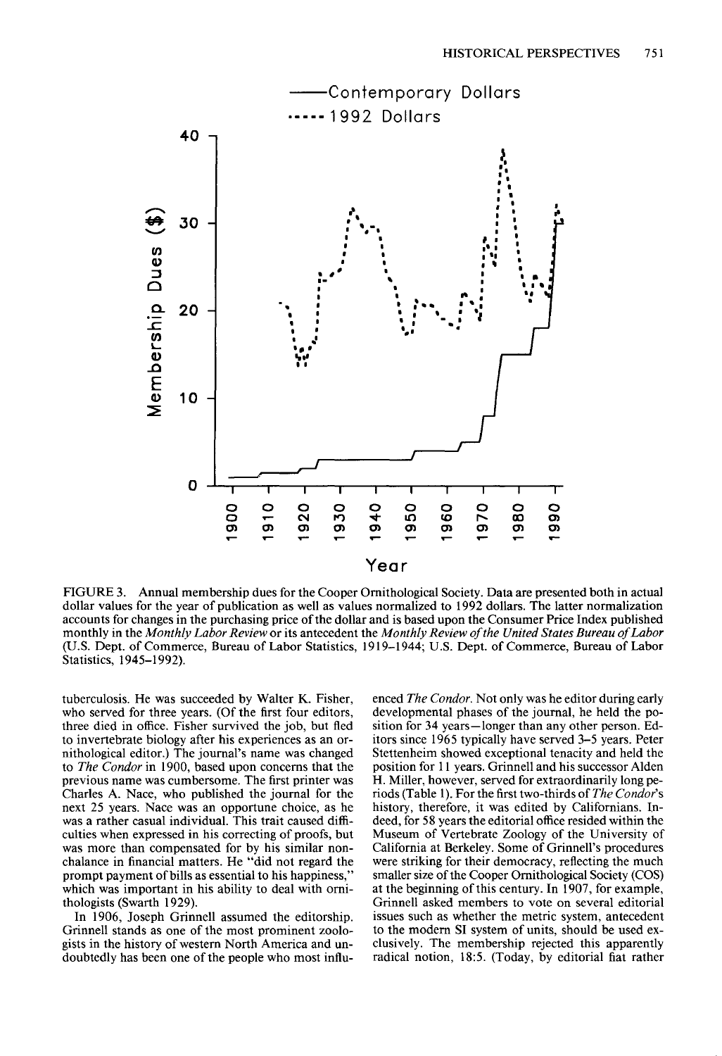FIGURE 3. Annual membership dues for the Cooper Ornithological Society. Data are presented both in actual dollar values for the year of publication as well as values normalized to 1992 dollars. The latter normalization accounts for changes in the purchasing price of the dollar and is based upon the Consumer Price Index published monthly in the *Monthly Labor Review* or its antecedent the *Monthly Review of the United States Bureau of Labor* (U.S. Dept. of Commerce, Bureau of Labor Statistics, 1919–1944; U.S. Dept. of Commerce, Bureau of Labor Statistics, 1945–1992).

tuberculosis. He was succeeded by Walter K. Fisher, who served for three years. (Of the first four editors, three died in office. Fisher survived the job, but fled to invertebrate biology after his experiences as an ornithological editor.) The journal's name was changed to *The Condor* in 1900, based upon concerns that the previous name was cumbersome. The first printer was Charles A. Nace, who published the journal for the next 25 years. Nace was an opportune choice, as he was a rather casual individual. This trait caused difficulties when expressed in his correcting of proofs, but was more than compensated for by his similar nonchalance in financial matters. He "did not regard the prompt payment of bills as essential to his happiness," which was important in his ability to deal with ornithologists (Swarth 1929).

In 1906, Joseph Grinnell assumed the editorship. Grinnell stands as one of the most prominent zoologists in the history of western North America and undoubtedly has been one of the people who most influenced *The Condor*. Not only was he editor during early developmental phases of the journal, he held the position for 34 years—longer than any other person. Editors since 1965 typically have served 3–5 years. Peter Stettenheim showed exceptional tenacity and held the position for 11 years. Grinnell and his successor Alden H. Miller, however, served for extraordinarily long periods (Table 1). For the first two-thirds of *The Condor*'s history, therefore, it was edited by Californians. Indeed, for 58 years the editorial office resided within the Museum of Vertebrate Zoology of the University of California at Berkeley. Some of Grinnell's procedures were striking for their democracy, reflecting the much smaller size of the Cooper Ornithological Society (COS) at the beginning of this century. In 1907, for example, Grinnell asked members to vote on several editorial issues such as whether the metric system, antecedent to the modern SI system of units, should be used exclusively. The membership rejected this apparently radical notion, 18:5. (Today, by editorial fiat rather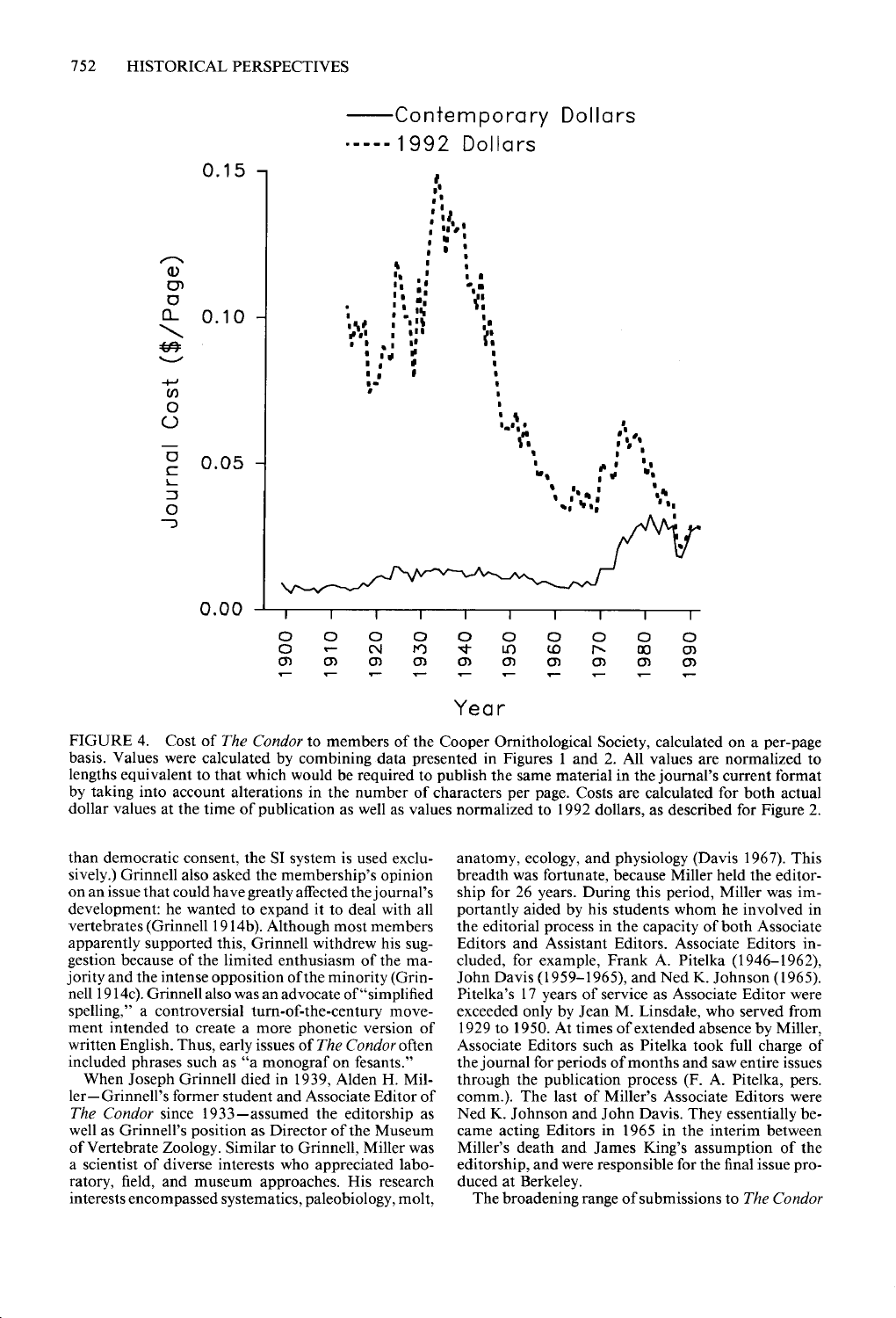FIGURE 4. Cost of *The Condor* to members of the Cooper Ornithological Society, calculated on a per-page basis. Values were calculated by combining data presented in Figures 1 and 2. All values are normalized to lengths equivalent to that which would be required to publish the same material in the journal's current format by taking into account alterations in the number of characters per page. Costs are calculated for both actual dollar values at the time of publication as well as values normalized to 1992 dollars, as described for Figure 2.

than democratic consent, the SI system is used exclusively.) Grinnell also asked the membership's opinion on an issue that could have greatly affected the journal's development: he wanted to expand it to deal with all vertebrates (Grinnell 1914b). Although most members apparently supported this, Grinnell withdrew his suggestion because of the limited enthusiasm of the majority and the intense opposition of the minority (Grinnell 1914c). Grinnell also was an advocate of "simplified spelling," a controversial turn-of-the-century movement intended to create a more phonetic version of written English. Thus, early issues of *The Condor* often included phrases such as "a monograf on fesants."

When Joseph Grinnell died in 1939, Alden H. Miller—Grinnell's former student and Associate Editor of *The Condor* since 1933—assumed the editorship as well as Grinnell's position as Director of the Museum of Vertebrate Zoology. Similar to Grinnell, Miller was a scientist of diverse interests who appreciated laboratory, field, and museum approaches. His research interests encompassed systematics, paleobiology, molt, anatomy, ecology, and physiology (Davis 1967). This breadth was fortunate, because Miller held the editorship for 26 years. During this period, Miller was importantly aided by his students whom he involved in the editorial process in the capacity of both Associate Editors and Assistant Editors. Associate Editors included, for example, Frank A. Pitelka (1946–1962), John Davis (1959–1965), and Ned K. Johnson (1965). Pitelka's 17 years of service as Associate Editor were exceeded only by Jean M. Linsdale, who served from 1929 to 1950. At times of extended absence by Miller, Associate Editors such as Pitelka took full charge of the journal for periods of months and saw entire issues through the publication process (F. A. Pitelka, pers. comm.). The last of Miller's Associate Editors were Ned K. Johnson and John Davis. They essentially became acting Editors in 1965 in the interim between Miller's death and James King's assumption of the editorship, and were responsible for the final issue produced at Berkeley.

The broadening range of submissions to *The Condor*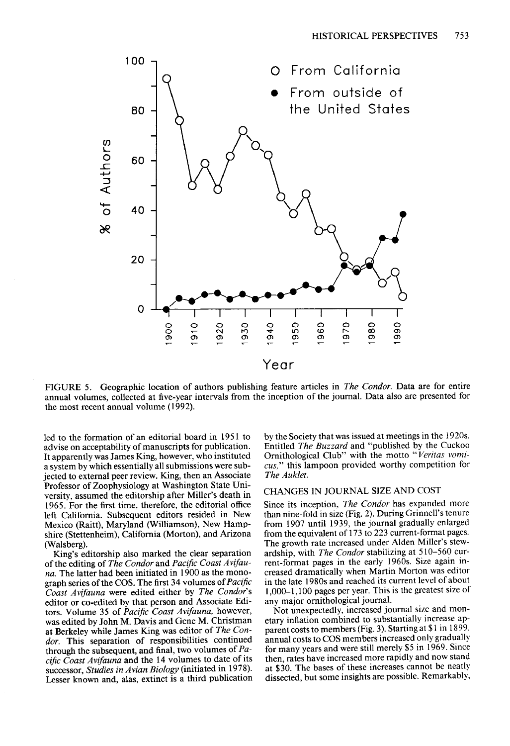FIGURE 5. Geographic location of authors publishing feature articles in *The Condor*. Data are for entire annual volumes, collected at five-year intervals from the inception of the journal. Data also are presented for the most recent annual volume (1992).

led to the formation of an editorial board in 1951 to advise on acceptability of manuscripts for publication. It apparently was James King, however, who instituted a system by which essentially all submissions were subjected to external peer review. King, then an Associate Professor of Zoophysiology at Washington State University, assumed the editorship after Miller's death in 1965. For the first time, therefore, the editorial office left California. Subsequent editors resided in New Mexico (Raitt), Maryland (Williamson), New Hampshire (Stettenheim), California (Morton), and Arizona (Walsberg).

King's editorship also marked the clear separation of the editing of *The Condor* and *Pacific Coast Avifauna*. The latter had been initiated in 1900 as the monograph series of the COS. The first 34 volumes of *Pacific Coast Avifauna* were edited either by *The Condor*'s editor or co-edited by that person and Associate Editors. Volume 35 of *Pacific Coast Avifauna*, however, was edited by John M. Davis and Gene M. Christman at Berkeley while James King was editor of *The Condor*. This separation of responsibilities continued through the subsequent, and final, two volumes of *Pacific Coast Avifauna* and the 14 volumes to date of its successor, *Studies in Avian Biology* (initiated in 1978). Lesser known and, alas, extinct is a third publication by the Society that was issued at meetings in the 1920s. Entitled *The Buzzard* and "published by the Cuckoo Ornithological Club" with the motto "*Veritas vomicus*," this lampoon provided worthy competition for *The Auklet*.

## CHANGES IN JOURNAL SIZE AND COST

Since its inception, *The Condor* has expanded more than nine-fold in size (Fig. 2). During Grinnell's tenure from 1907 until 1939, the journal gradually enlarged from the equivalent of 173 to 223 current-format pages. The growth rate increased under Alden Miller's stewardship, with *The Condor* stabilizing at 510–560 current-format pages in the early 1960s. Size again increased dramatically when Martin Morton was editor in the late 1980s and reached its current level of about 1,000–1,100 pages per year. This is the greatest size of any major ornithological journal.

Not unexpectedly, increased journal size and monetary inflation combined to substantially increase apparent costs to members (Fig. 3). Starting at $1 in 1899, annual costs to COS members increased only gradually for many years and were still merely $5 in 1969. Since then, rates have increased more rapidly and now stand at $30. The bases of these increases cannot be neatly dissected, but some insights are possible. Remarkably,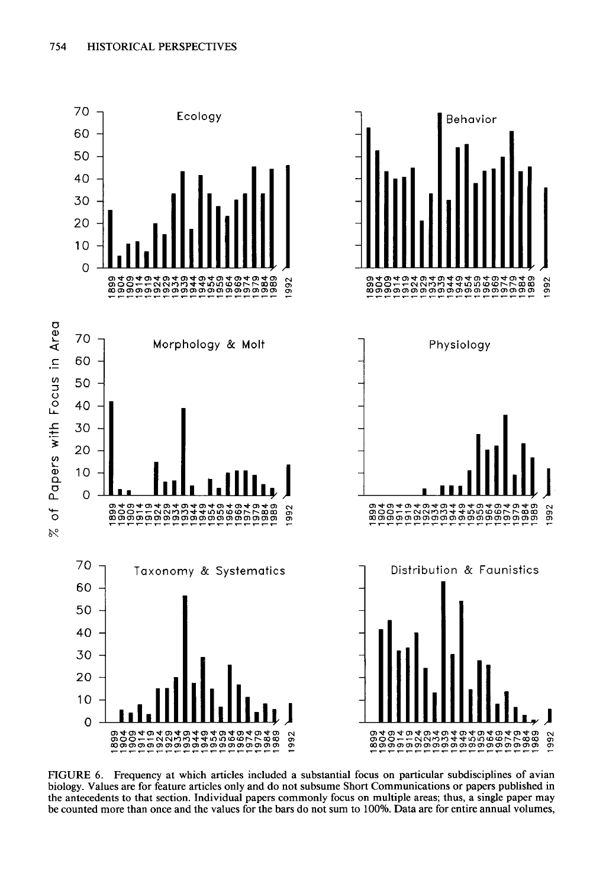FIGURE 6. Frequency at which articles included a substantial focus on particular subdisciplines of avian biology. Values are for feature articles only and do not subsume Short Communications or papers published in the antecedents to that section. Individual papers commonly focus on multiple areas; thus, a single paper may be counted more than once and the values for the bars do not sum to 100%. Data are for entire annual volumes,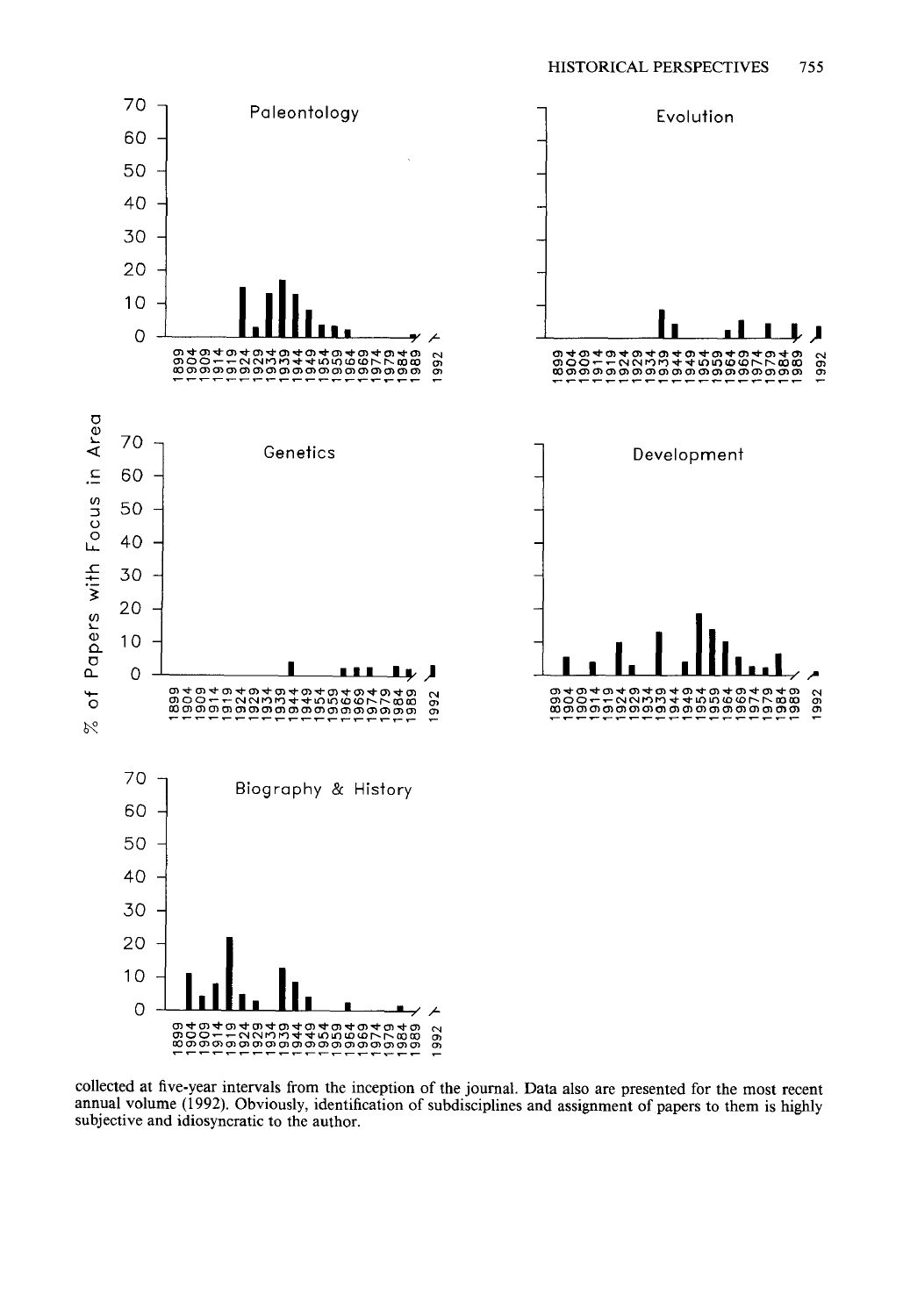collected at five-year intervals from the inception of the journal. Data also are presented for the most recent annual volume (1992). Obviously, identification of subdisciplines and assignment of papers to them is highly subjective and idiosyncratic to the author.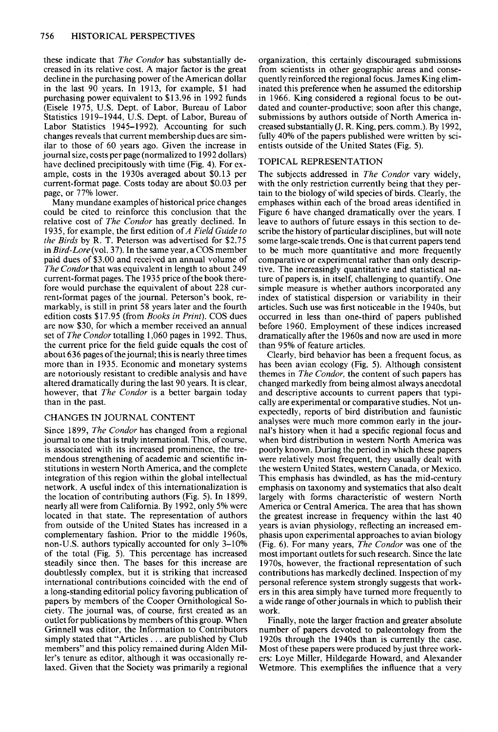these indicate that *The Condor* has substantially decreased in its relative cost. A major factor is the great decline in the purchasing power of the American dollar in the last 90 years. In 1913, for example, $1 had purchasing power equivalent to $13.96 in 1992 funds (Eisele 1975, U.S. Dept. of Labor, Bureau of Labor Statistics 1919–1944, U.S. Dept. of Labor, Bureau of Labor Statistics 1945–1992). Accounting for such changes reveals that current membership dues are similar to those of 60 years ago. Given the increase in journal size, costs per page (normalized to 1992 dollars) have declined precipitously with time (Fig. 4). For example, costs in the 1930s averaged about $0.13 per current-format page. Costs today are about $0.03 per page, or 77% lower.

Many mundane examples of historical price changes could be cited to reinforce this conclusion that the relative cost of *The Condor* has greatly declined. In 1935, for example, the first edition of *A Field Guide to the Birds* by R. T. Peterson was advertised for $2.75 in *Bird-Lore* (vol. 37). In the same year, a COS member paid dues of $3.00 and received an annual volume of *The Condor* that was equivalent in length to about 249 current-format pages. The 1935 price of the book therefore would purchase the equivalent of about 228 current-format pages of the journal. Peterson's book, remarkably, is still in print 58 years later and the fourth edition costs $17.95 (from *Books in Print*). COS dues are now $30, for which a member received an annual set of *The Condor* totalling 1,060 pages in 1992. Thus, the current price for the field guide equals the cost of about 636 pages of the journal; this is nearly three times more than in 1935. Economic and monetary systems are notoriously resistant to credible analysis and have altered dramatically during the last 90 years. It is clear, however, that *The Condor* is a better bargain today than in the past.

## CHANGES IN JOURNAL CONTENT

Since 1899, *The Condor* has changed from a regional journal to one that is truly international. This, of course, is associated with its increased prominence, the tremendous strengthening of academic and scientific institutions in western North America, and the complete integration of this region within the global intellectual network. A useful index of this internationalization is the location of contributing authors (Fig. 5). In 1899, nearly all were from California. By 1992, only 5% were located in that state. The representation of authors from outside of the United States has increased in a complementary fashion. Prior to the middle 1960s, non-U.S. authors typically accounted for only 3–10% of the total (Fig. 5). This percentage has increased steadily since then. The bases for this increase are doubtlessly complex, but it is striking that increased international contributions coincided with the end of a long-standing editorial policy favoring publication of papers by members of the Cooper Ornithological Society. The journal was, of course, first created as an outlet for publications by members of this group. When Grinnell was editor, the Information to Contributors simply stated that "Articles . . . are published by Club members" and this policy remained during Alden Miller's tenure as editor, although it was occasionally relaxed. Given that the Society was primarily a regional organization, this certainly discouraged submissions from scientists in other geographic areas and consequently reinforced the regional focus. James King eliminated this preference when he assumed the editorship in 1966. King considered a regional focus to be outdated and counter-productive; soon after this change, submissions by authors outside of North America increased substantially (J. R. King, pers. comm.). By 1992, fully 40% of the papers published were written by scientists outside of the United States (Fig. 5).

## TOPICAL REPRESENTATION

The subjects addressed in *The Condor* vary widely, with the only restriction currently being that they pertain to the biology of wild species of birds. Clearly, the emphases within each of the broad areas identified in Figure 6 have changed dramatically over the years. I leave to authors of future essays in this section to describe the history of particular disciplines, but will note some large-scale trends. One is that current papers tend to be much more quantitative and more frequently comparative or experimental rather than only descriptive. The increasingly quantitative and statistical nature of papers is, in itself, challenging to quantify. One simple measure is whether authors incorporated any index of statistical dispersion or variability in their articles. Such use was first noticeable in the 1940s, but occurred in less than one-third of papers published before 1960. Employment of these indices increased dramatically after the 1960s and now are used in more than 95% of feature articles.

Clearly, bird behavior has been a frequent focus, as has been avian ecology (Fig. 5). Although consistent themes in *The Condor,* the content of such papers has changed markedly from being almost always anecdotal and descriptive accounts to current papers that typically are experimental or comparative studies. Not unexpectedly, reports of bird distribution and faunistic analyses were much more common early in the journal's history when it had a specific regional focus and when bird distribution in western North America was poorly known. During the period in which these papers were relatively most frequent, they usually dealt with the western United States, western Canada, or Mexico. This emphasis has dwindled, as has the mid-century emphasis on taxonomy and systematics that also dealt largely with forms characteristic of western North America or Central America. The area that has shown the greatest increase in frequency within the last 40 years is avian physiology, reflecting an increased emphasis upon experimental approaches to avian biology (Fig. 6). For many years, *The Condor* was one of the most important outlets for such research. Since the late 1970s, however, the fractional representation of such contributions has markedly declined. Inspection of my personal reference system strongly suggests that workers in this area simply have turned more frequently to a wide range of other journals in which to publish their work.

Finally, note the larger fraction and greater absolute number of papers devoted to paleontology from the 1920s through the 1940s than is currently the case. Most of these papers were produced by just three workers: Loye Miller, Hildegarde Howard, and Alexander Wetmore. This exemplifies the influence that a very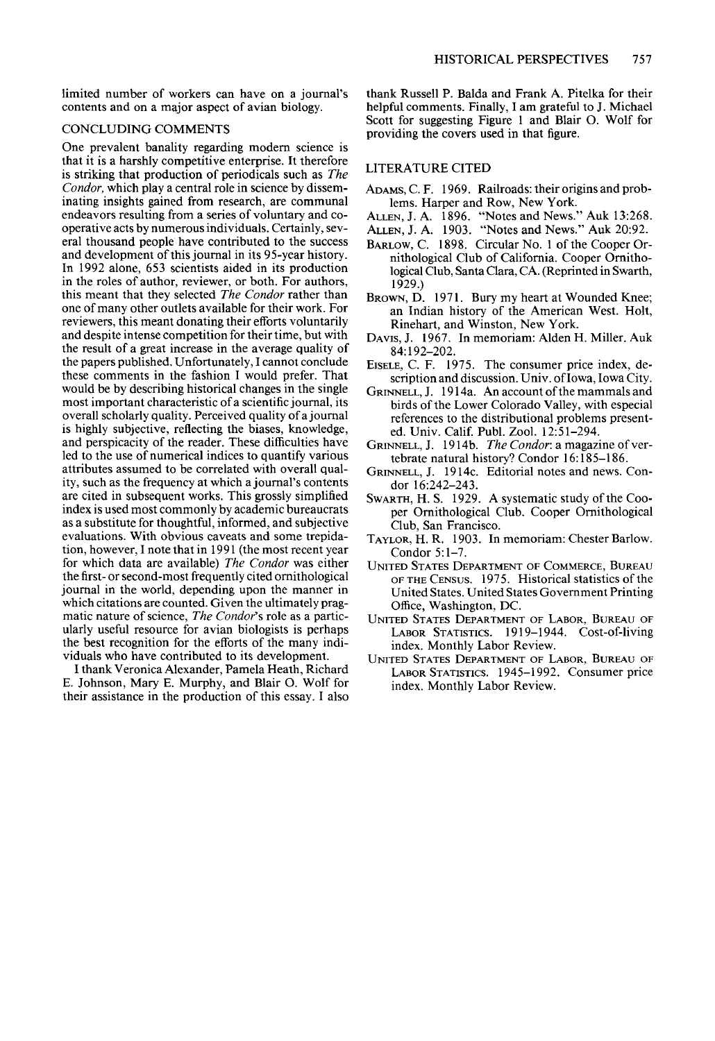limited number of workers can have on a journal's contents and on a major aspect of avian biology.

## CONCLUDING COMMENTS

One prevalent banality regarding modern science is that it is a harshly competitive enterprise. It therefore is striking that production of periodicals such as *The Condor,* which play a central role in science by disseminating insights gained from research, are communal endeavors resulting from a series of voluntary and cooperative acts by numerous individuals. Certainly, several thousand people have contributed to the success and development of this journal in its 95-year history. In 1992 alone, 653 scientists aided in its production in the roles of author, reviewer, or both. For authors, this meant that they selected *The Condor* rather than one of many other outlets available for their work. For reviewers, this meant donating their efforts voluntarily and despite intense competition for their time, but with the result of a great increase in the average quality of the papers published. Unfortunately, I cannot conclude these comments in the fashion I would prefer. That would be by describing historical changes in the single most important characteristic of a scientific journal, its overall scholarly quality. Perceived quality of a journal is highly subjective, reflecting the biases, knowledge, and perspicacity of the reader. These difficulties have led to the use of numerical indices to quantify various attributes assumed to be correlated with overall quality, such as the frequency at which a journal's contents are cited in subsequent works. This grossly simplified index is used most commonly by academic bureaucrats as a substitute for thoughtful, informed, and subjective evaluations. With obvious caveats and some trepidation, however, I note that in 1991 (the most recent year for which data are available) *The Condor* was either the first- or second-most frequently cited ornithological journal in the world, depending upon the manner in which citations are counted. Given the ultimately pragmatic nature of science, *The Condor*'s role as a particularly useful resource for avian biologists is perhaps the best recognition for the efforts of the many individuals who have contributed to its development.

I thank Veronica Alexander, Pamela Heath, Richard E. Johnson, Mary E. Murphy, and Blair O. Wolf for their assistance in the production of this essay. I also thank Russell P. Balda and Frank A. Pitelka for their helpful comments. Finally, I am grateful to J. Michael Scott for suggesting Figure 1 and Blair O. Wolf for providing the covers used in that figure.

## LITERATURE CITED

Adams, C. F. 1969. Railroads: their origins and problems. Harper and Row, New York.

Allen, J. A. 1896. "Notes and News." Auk 13:268.

Allen, J. A. 1903. "Notes and News." Auk 20:92.

Barlow, C. 1898. Circular No. 1 of the Cooper Ornithological Club of California. Cooper Ornithological Club, Santa Clara, CA. (Reprinted in Swarth, 1929.)

Brown, D. 1971. Bury my heart at Wounded Knee; an Indian history of the American West. Holt, Rinehart, and Winston, New York.

Davis, J. 1967. In memoriam: Alden H. Miller. Auk 84:192–202.

Eisele, C. F. 1975. The consumer price index, description and discussion. Univ. of Iowa, Iowa City.

Grinnell, J. 1914a. An account of the mammals and birds of the Lower Colorado Valley, with especial references to the distributional problems presented. Univ. Calif. Publ. Zool. 12:51–294.

Grinnell, J. 1914b. *The Condor*: a magazine of vertebrate natural history? Condor 16:185–186.

Grinnell, J. 1914c. Editorial notes and news. Condor 16:242–243.

Swarth, H. S. 1929. A systematic study of the Cooper Ornithological Club. Cooper Ornithological Club, San Francisco.

Taylor, H. R. 1903. In memoriam: Chester Barlow. Condor 5:1–7.

United States Department of Commerce, Bureau of the Census. 1975. Historical statistics of the United States. United States Government Printing Office, Washington, DC.

United States Department of Labor, Bureau of Labor Statistics. 1919–1944. Cost-of-living index. Monthly Labor Review.

United States Department of Labor, Bureau of Labor Statistics. 1945–1992. Consumer price index. Monthly Labor Review.